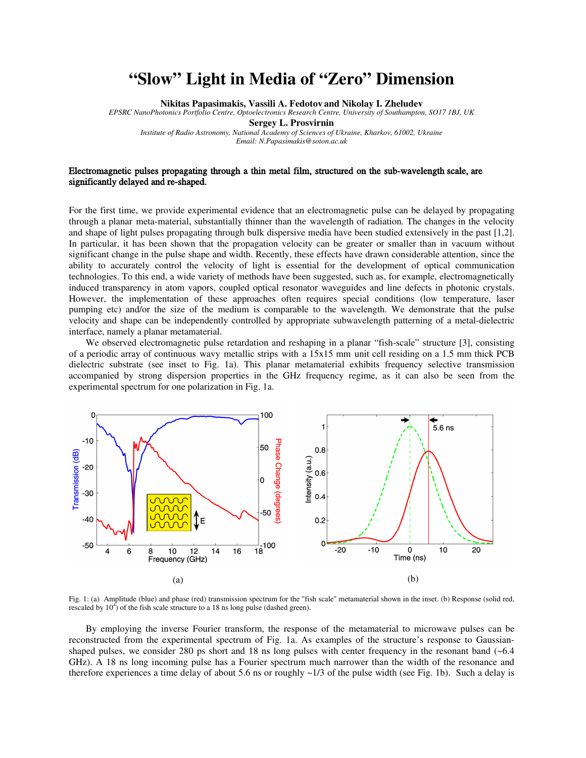# "Slow" Light in Media of "Zero" Dimension

**Nikitas Papasimakis, Vassili A. Fedotov and Nikolay I. Zheludev**

*EPSRC NanoPhotonics Portfolio Centre, Optoelectronics Research Centre, University of Southampton, SO17 1BJ, UK*

**Sergey L. Prosvirnin**

*Institute of Radio Astronomy, National Academy of Sciences of Ukraine, Kharkov, 61002, Ukraine*

*Email: N.Papasimakis@soton.ac.uk*

**Electromagnetic pulses propagating through a thin metal film, structured on the sub-wavelength scale, are significantly delayed and re-shaped.**

For the first time, we provide experimental evidence that an electromagnetic pulse can be delayed by propagating through a planar meta-material, substantially thinner than the wavelength of radiation. The changes in the velocity and shape of light pulses propagating through bulk dispersive media have been studied extensively in the past [1,2]. In particular, it has been shown that the propagation velocity can be greater or smaller than in vacuum without significant change in the pulse shape and width. Recently, these effects have drawn considerable attention, since the ability to accurately control the velocity of light is essential for the development of optical communication technologies. To this end, a wide variety of methods have been suggested, such as, for example, electromagnetically induced transparency in atom vapors, coupled optical resonator waveguides and line defects in photonic crystals. However, the implementation of these approaches often requires special conditions (low temperature, laser pumping etc) and/or the size of the medium is comparable to the wavelength. We demonstrate that the pulse velocity and shape can be independently controlled by appropriate subwavelength patterning of a metal-dielectric interface, namely a planar metamaterial.

We observed electromagnetic pulse retardation and reshaping in a planar "fish-scale" structure [3], consisting of a periodic array of continuous wavy metallic strips with a 15x15 mm unit cell residing on a 1.5 mm thick PCB dielectric substrate (see inset to Fig. 1a). This planar metamaterial exhibits frequency selective transmission accompanied by strong dispersion properties in the GHz frequency regime, as it can also be seen from the experimental spectrum for one polarization in Fig. 1a.

(a) (b)

Fig. 1: (a) Amplitude (blue) and phase (red) transmission spectrum for the "fish scale" metamaterial shown in the inset. (b) Response (solid red, rescaled by $10^4$) of the fish scale structure to a 18 ns long pulse (dashed green).

By employing the inverse Fourier transform, the response of the metamaterial to microwave pulses can be reconstructed from the experimental spectrum of Fig. 1a. As examples of the structure's response to Gaussian-shaped pulses, we consider 280 ps short and 18 ns long pulses with center frequency in the resonant band (~6.4 GHz). A 18 ns long incoming pulse has a Fourier spectrum much narrower than the width of the resonance and therefore experiences a time delay of about 5.6 ns or roughly ~1/3 of the pulse width (see Fig. 1b). Such a delay is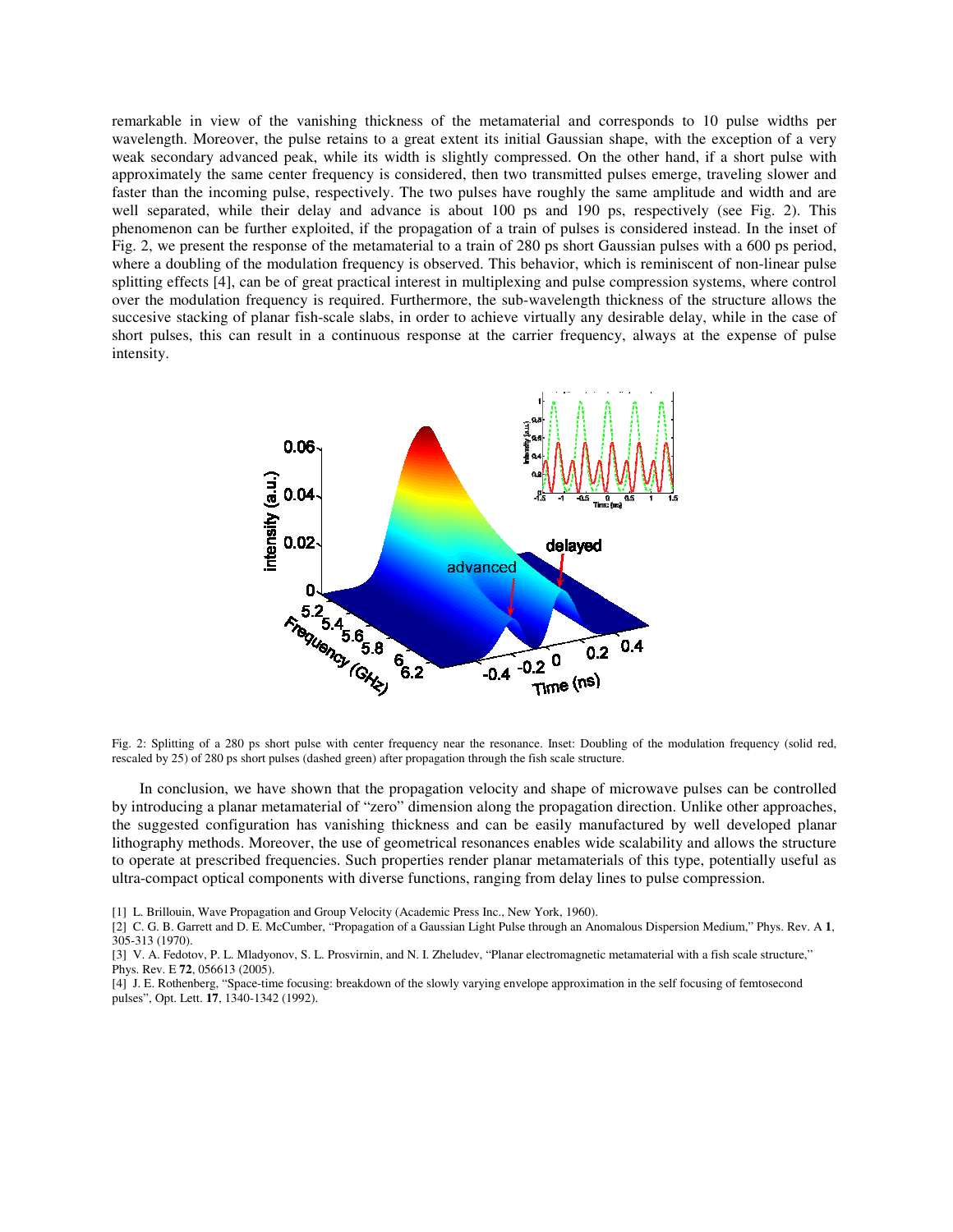remarkable in view of the vanishing thickness of the metamaterial and corresponds to 10 pulse widths per wavelength. Moreover, the pulse retains to a great extent its initial Gaussian shape, with the exception of a very weak secondary advanced peak, while its width is slightly compressed. On the other hand, if a short pulse with approximately the same center frequency is considered, then two transmitted pulses emerge, traveling slower and faster than the incoming pulse, respectively. The two pulses have roughly the same amplitude and width and are well separated, while their delay and advance is about 100 ps and 190 ps, respectively (see Fig. 2). This phenomenon can be further exploited, if the propagation of a train of pulses is considered instead. In the inset of Fig. 2, we present the response of the metamaterial to a train of 280 ps short Gaussian pulses with a 600 ps period, where a doubling of the modulation frequency is observed. This behavior, which is reminiscent of non-linear pulse splitting effects [4], can be of great practical interest in multiplexing and pulse compression systems, where control over the modulation frequency is required. Furthermore, the sub-wavelength thickness of the structure allows the succesive stacking of planar fish-scale slabs, in order to achieve virtually any desirable delay, while in the case of short pulses, this can result in a continuous response at the carrier frequency, always at the expense of pulse intensity.

0.06
0.04
0.02
0
intensity (a.u.)
5.2
5.4
5.6
5.8
6
6.2
Frequency (GHz)
-0.4
-0.2
0
0.2
0.4
Time (ns)
advanced
delayed

Fig. 2: Splitting of a 280 ps short pulse with center frequency near the resonance. Inset: Doubling of the modulation frequency (solid red, rescaled by 25) of 280 ps short pulses (dashed green) after propagation through the fish scale structure.

In conclusion, we have shown that the propagation velocity and shape of microwave pulses can be controlled by introducing a planar metamaterial of "zero" dimension along the propagation direction. Unlike other approaches, the suggested configuration has vanishing thickness and can be easily manufactured by well developed planar lithography methods. Moreover, the use of geometrical resonances enables wide scalability and allows the structure to operate at prescribed frequencies. Such properties render planar metamaterials of this type, potentially useful as ultra-compact optical components with diverse functions, ranging from delay lines to pulse compression.

[1] L. Brillouin, Wave Propagation and Group Velocity (Academic Press Inc., New York, 1960).

[2] C. G. B. Garrett and D. E. McCumber, "Propagation of a Gaussian Light Pulse through an Anomalous Dispersion Medium," Phys. Rev. A **1**, 305-313 (1970).

[3] V. A. Fedotov, P. L. Mladyonov, S. L. Prosvirnin, and N. I. Zheludev, "Planar electromagnetic metamaterial with a fish scale structure," Phys. Rev. E **72**, 056613 (2005).

[4] J. E. Rothenberg, "Space-time focusing: breakdown of the slowly varying envelope approximation in the self focusing of femtosecond pulses", Opt. Lett. **17**, 1340-1342 (1992).